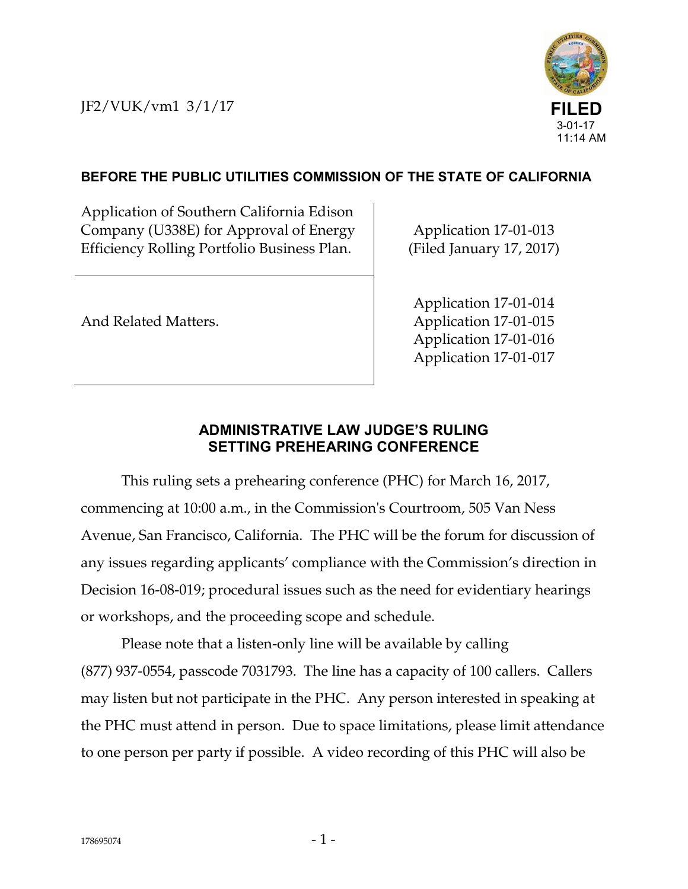JF2/VUK/vm1 3/1/17

**FILED**
3-01-17
11:14 AM

**BEFORE THE PUBLIC UTILITIES COMMISSION OF THE STATE OF CALIFORNIA**

| | |
|---|---|
| Application of Southern California Edison Company (U338E) for Approval of Energy Efficiency Rolling Portfolio Business Plan. | Application 17-01-013 (Filed January 17, 2017) |
| And Related Matters. | Application 17-01-014<br>Application 17-01-015<br>Application 17-01-016<br>Application 17-01-017 |

## ADMINISTRATIVE LAW JUDGE'S RULING SETTING PREHEARING CONFERENCE

This ruling sets a prehearing conference (PHC) for March 16, 2017, commencing at 10:00 a.m., in the Commission's Courtroom, 505 Van Ness Avenue, San Francisco, California. The PHC will be the forum for discussion of any issues regarding applicants' compliance with the Commission's direction in Decision 16-08-019; procedural issues such as the need for evidentiary hearings or workshops, and the proceeding scope and schedule.

Please note that a listen-only line will be available by calling (877) 937-0554, passcode 7031793. The line has a capacity of 100 callers. Callers may listen but not participate in the PHC. Any person interested in speaking at the PHC must attend in person. Due to space limitations, please limit attendance to one person per party if possible. A video recording of this PHC will also be

178695074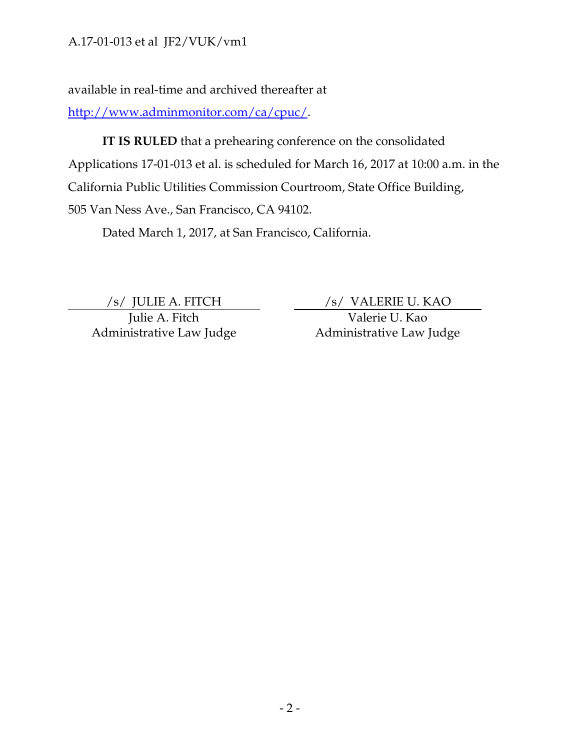available in real-time and archived thereafter at [http://www.adminmonitor.com/ca/cpuc/](http://www.adminmonitor.com/ca/cpuc/).

**IT IS RULED** that a prehearing conference on the consolidated Applications 17-01-013 et al. is scheduled for March 16, 2017 at 10:00 a.m. in the California Public Utilities Commission Courtroom, State Office Building, 505 Van Ness Ave., San Francisco, CA 94102.

Dated March 1, 2017, at San Francisco, California.

| | |
|---|---|
| /s/ JULIE A. FITCH | /s/ VALERIE U. KAO |
| Julie A. Fitch | Valerie U. Kao |
| Administrative Law Judge | Administrative Law Judge |